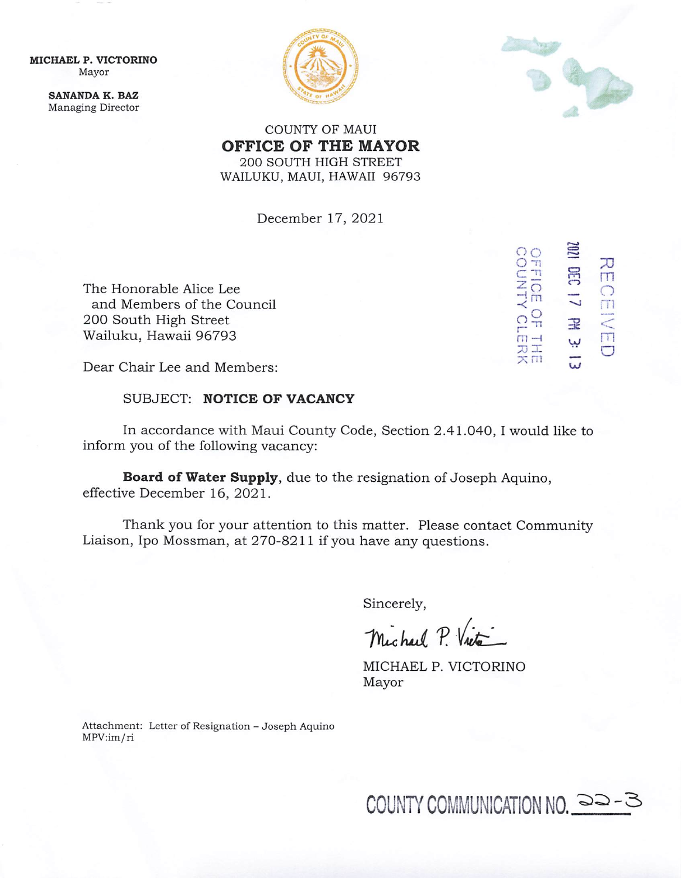**MICHAEL P. VICTORINO**
Mayor

**SANANDA K. BAZ**
Managing Director

COUNTY OF MAUI
**OFFICE OF THE MAYOR**
200 SOUTH HIGH STREET
WAILUKU, MAUI, HAWAII 96793

December 17, 2021

RECEIVED
2021 DEC 17 PM 3:13
OFFICE OF THE
COUNTY CLERK

The Honorable Alice Lee
and Members of the Council
200 South High Street
Wailuku, Hawaii 96793

Dear Chair Lee and Members:

SUBJECT: **NOTICE OF VACANCY**

In accordance with Maui County Code, Section 2.41.040, I would like to inform you of the following vacancy:

**Board of Water Supply**, due to the resignation of Joseph Aquino, effective December 16, 2021.

Thank you for your attention to this matter. Please contact Community Liaison, Ipo Mossman, at 270-8211 if you have any questions.

Sincerely,

*Michael P. Victorino*

MICHAEL P. VICTORINO
Mayor

Attachment: Letter of Resignation – Joseph Aquino
MPV:im/ri

COUNTY COMMUNICATION NO. 22-3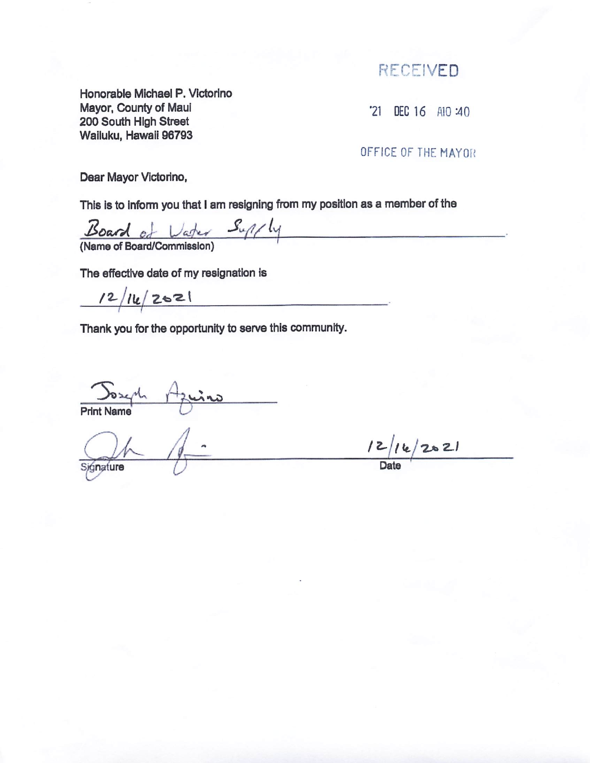RECEIVED

'21 DEC 16 A10 :40

OFFICE OF THE MAYOR

Honorable Michael P. Victorino
Mayor, County of Maui
200 South High Street
Wailuku, Hawaii 96793

Dear Mayor Victorino,

This is to inform you that I am resigning from my position as a member of the

Board of Water Supply
(Name of Board/Commission)

The effective date of my resignation is

12/16/2021

Thank you for the opportunity to serve this community.

Joseph Aquino
Print Name

[Signature]
Signature

12/16/2021
Date